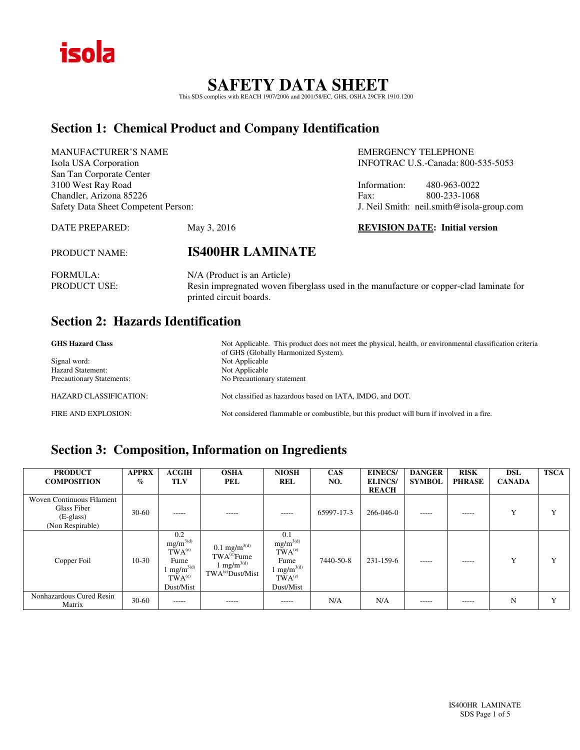isola

# SAFETY DATA SHEET

This SDS complies with REACH 1907/2006 and 2001/58/EC, GHS, OSHA 29CFR 1910.1200

## Section 1: Chemical Product and Company Identification

MANUFACTURER'S NAME
Isola USA Corporation
San Tan Corporate Center
3100 West Ray Road
Chandler, Arizona 85226
Safety Data Sheet Competent Person:

EMERGENCY TELEPHONE
INFOTRAC U.S.-Canada: 800-535-5053

Information: 480-963-0022
Fax: 800-233-1068
J. Neil Smith: neil.smith@isola-group.com

DATE PREPARED: May 3, 2016

**REVISION DATE: Initial version**

PRODUCT NAME: **IS400HR LAMINATE**

FORMULA: N/A (Product is an Article)
PRODUCT USE: Resin impregnated woven fiberglass used in the manufacture or copper-clad laminate for printed circuit boards.

## Section 2: Hazards Identification

**GHS Hazard Class** Not Applicable. This product does not meet the physical, health, or environmental classification criteria of GHS (Globally Harmonized System).
Signal word: Not Applicable
Hazard Statement: Not Applicable
Precautionary Statements: No Precautionary statement

HAZARD CLASSIFICATION: Not classified as hazardous based on IATA, IMDG, and DOT.

FIRE AND EXPLOSION: Not considered flammable or combustible, but this product will burn if involved in a fire.

## Section 3: Composition, Information on Ingredients

| PRODUCT COMPOSITION | APPRX % | ACGIH TLV | OSHA PEL | NIOSH REL | CAS NO. | EINECS/ ELINCS/ REACH | DANGER SYMBOL | RISK PHRASE | DSL CANADA | TSCA |
|---|---|---|---|---|---|---|---|---|---|---|
| Woven Continuous Filament Glass Fiber (E-glass) (Non Respirable) | 30-60 | ----- | ----- | ----- | 65997-17-3 | 266-046-0 | ----- | ----- | Y | Y |
| Copper Foil | 10-30 | 0.2 $mg/m^3$ (d) TWA (e) Fume 1 $mg/m^3$ (d) TWA (e) Dust/Mist | 0.1 $mg/m^3$ (d) TWA (e) Fume 1 $mg/m^3$ (d) TWA (e) Dust/Mist | 0.1 $mg/m^3$ (d) TWA (e) Fume 1 $mg/m^3$ (d) TWA (e) Dust/Mist | 7440-50-8 | 231-159-6 | ----- | ----- | Y | Y |
| Nonhazardous Cured Resin Matrix | 30-60 | ----- | ----- | ----- | N/A | N/A | ----- | ----- | N | Y |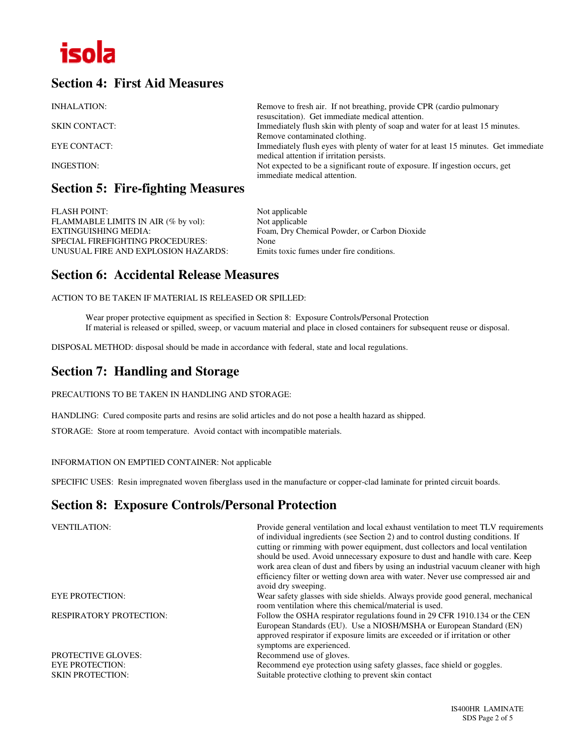# isola

## Section 4: First Aid Measures

| | |
|---|---|
| INHALATION: | Remove to fresh air. If not breathing, provide CPR (cardio pulmonary resuscitation). Get immediate medical attention. |
| SKIN CONTACT: | Immediately flush skin with plenty of soap and water for at least 15 minutes. Remove contaminated clothing. |
| EYE CONTACT: | Immediately flush eyes with plenty of water for at least 15 minutes. Get immediate medical attention if irritation persists. |
| INGESTION: | Not expected to be a significant route of exposure. If ingestion occurs, get immediate medical attention. |

## Section 5: Fire-fighting Measures

| | |
|---|---|
| FLASH POINT: | Not applicable |
| FLAMMABLE LIMITS IN AIR (% by vol): | Not applicable |
| EXTINGUISHING MEDIA: | Foam, Dry Chemical Powder, or Carbon Dioxide |
| SPECIAL FIREFIGHTING PROCEDURES: | None |
| UNUSUAL FIRE AND EXPLOSION HAZARDS: | Emits toxic fumes under fire conditions. |

## Section 6: Accidental Release Measures

ACTION TO BE TAKEN IF MATERIAL IS RELEASED OR SPILLED:

Wear proper protective equipment as specified in Section 8: Exposure Controls/Personal Protection
If material is released or spilled, sweep, or vacuum material and place in closed containers for subsequent reuse or disposal.

DISPOSAL METHOD: disposal should be made in accordance with federal, state and local regulations.

## Section 7: Handling and Storage

PRECAUTIONS TO BE TAKEN IN HANDLING AND STORAGE:

HANDLING: Cured composite parts and resins are solid articles and do not pose a health hazard as shipped.

STORAGE: Store at room temperature. Avoid contact with incompatible materials.

INFORMATION ON EMPTIED CONTAINER: Not applicable

SPECIFIC USES: Resin impregnated woven fiberglass used in the manufacture or copper-clad laminate for printed circuit boards.

## Section 8: Exposure Controls/Personal Protection

| | |
|---|---|
| VENTILATION: | Provide general ventilation and local exhaust ventilation to meet TLV requirements of individual ingredients (see Section 2) and to control dusting conditions. If cutting or rimming with power equipment, dust collectors and local ventilation should be used. Avoid unnecessary exposure to dust and handle with care. Keep work area clean of dust and fibers by using an industrial vacuum cleaner with high efficiency filter or wetting down area with water. Never use compressed air and avoid dry sweeping. |
| EYE PROTECTION: | Wear safety glasses with side shields. Always provide good general, mechanical room ventilation where this chemical/material is used. |
| RESPIRATORY PROTECTION: | Follow the OSHA respirator regulations found in 29 CFR 1910.134 or the CEN European Standards (EU). Use a NIOSH/MSHA or European Standard (EN) approved respirator if exposure limits are exceeded or if irritation or other symptoms are experienced. |
| PROTECTIVE GLOVES: | Recommend use of gloves. |
| EYE PROTECTION: | Recommend eye protection using safety glasses, face shield or goggles. |
| SKIN PROTECTION: | Suitable protective clothing to prevent skin contact |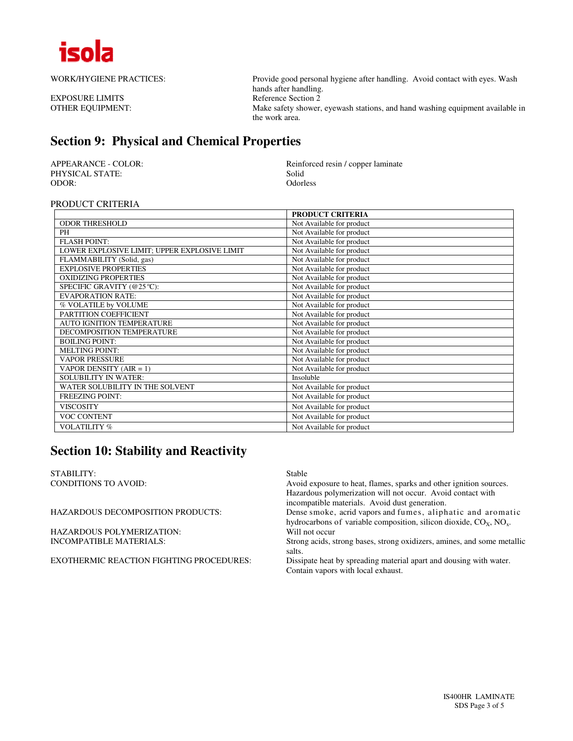WORK/HYGIENE PRACTICES: Provide good personal hygiene after handling. Avoid contact with eyes. Wash hands after handling.

EXPOSURE LIMITS Reference Section 2

OTHER EQUIPMENT: Make safety shower, eyewash stations, and hand washing equipment available in the work area.

## Section 9: Physical and Chemical Properties

APPEARANCE - COLOR: Reinforced resin / copper laminate
PHYSICAL STATE: Solid
ODOR: Odorless

PRODUCT CRITERIA

| | PRODUCT CRITERIA |
|---|---|
| ODOR THRESHOLD | Not Available for product |
| PH | Not Available for product |
| FLASH POINT: | Not Available for product |
| LOWER EXPLOSIVE LIMIT; UPPER EXPLOSIVE LIMIT | Not Available for product |
| FLAMMABILITY (Solid, gas) | Not Available for product |
| EXPLOSIVE PROPERTIES | Not Available for product |
| OXIDIZING PROPERTIES | Not Available for product |
| SPECIFIC GRAVITY (@25°C): | Not Available for product |
| EVAPORATION RATE: | Not Available for product |
| % VOLATILE by VOLUME | Not Available for product |
| PARTITION COEFFICIENT | Not Available for product |
| AUTO IGNITION TEMPERATURE | Not Available for product |
| DECOMPOSITION TEMPERATURE | Not Available for product |
| BOILING POINT: | Not Available for product |
| MELTING POINT: | Not Available for product |
| VAPOR PRESSURE | Not Available for product |
| VAPOR DENSITY (AIR = 1) | Not Available for product |
| SOLUBILITY IN WATER: | Insoluble |
| WATER SOLUBILITY IN THE SOLVENT | Not Available for product |
| FREEZING POINT: | Not Available for product |
| VISCOSITY | Not Available for product |
| VOC CONTENT | Not Available for product |
| VOLATILITY % | Not Available for product |

## Section 10: Stability and Reactivity

STABILITY: Stable

CONDITIONS TO AVOID: Avoid exposure to heat, flames, sparks and other ignition sources. Hazardous polymerization will not occur. Avoid contact with incompatible materials. Avoid dust generation.

HAZARDOUS DECOMPOSITION PRODUCTS: Dense smoke, acrid vapors and fumes, aliphatic and aromatic hydrocarbons of variable composition, silicon dioxide, $CO_X$, $NO_x$.

HAZARDOUS POLYMERIZATION: Will not occur

INCOMPATIBLE MATERIALS: Strong acids, strong bases, strong oxidizers, amines, and some metallic salts.

EXOTHERMIC REACTION FIGHTING PROCEDURES: Dissipate heat by spreading material apart and dousing with water. Contain vapors with local exhaust.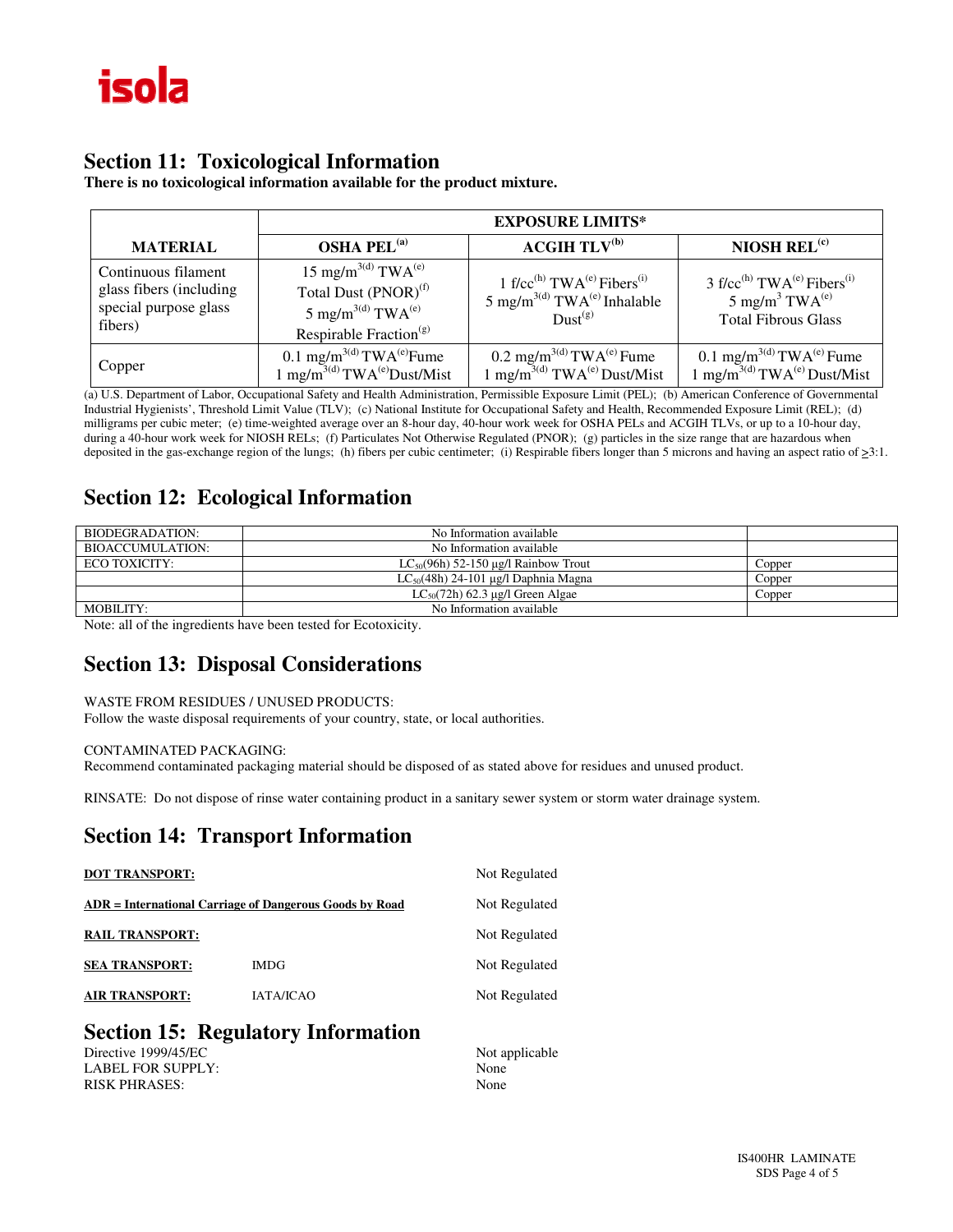## Section 11: Toxicological Information

**There is no toxicological information available for the product mixture.**

| MATERIAL | EXPOSURE LIMITS* | | |
|---|---|---|---|
| | **OSHA PEL[(a)]** | **ACGIH TLV[(b)]** | **NIOSH REL[(c)]** |
| Continuous filament glass fibers (including special purpose glass fibers) | 15 $mg/m^3$[(d)] TWA[(e)] Total Dust (PNOR)[(f)] 5 $mg/m^3$[(d)] TWA[(e)] Respirable Fraction[(g)] | 1 f/cc[(h)] TWA[(e)] Fibers[(i)] 5 $mg/m^3$[(d)] TWA[(e)] Inhalable Dust[(g)] | 3 f/cc[(h)] TWA[(e)] Fibers[(i)] 5 $mg/m^3$ TWA[(e)] Total Fibrous Glass |
| Copper | 0.1 $mg/m^3$[(d)] TWA[(e)] Fume 1 $mg/m^3$[(d)] TWA[(e)] Dust/Mist | 0.2 $mg/m^3$[(d)] TWA[(e)] Fume 1 $mg/m^3$[(d)] TWA[(e)] Dust/Mist | 0.1 $mg/m^3$[(d)] TWA[(e)] Fume 1 $mg/m^3$[(d)] TWA[(e)] Dust/Mist |

(a) U.S. Department of Labor, Occupational Safety and Health Administration, Permissible Exposure Limit (PEL); (b) American Conference of Governmental Industrial Hygienists', Threshold Limit Value (TLV); (c) National Institute for Occupational Safety and Health, Recommended Exposure Limit (REL); (d) milligrams per cubic meter; (e) time-weighted average over an 8-hour day, 40-hour work week for OSHA PELs and ACGIH TLVs, or up to a 10-hour day, during a 40-hour work week for NIOSH RELs; (f) Particulates Not Otherwise Regulated (PNOR); (g) particles in the size range that are hazardous when deposited in the gas-exchange region of the lungs; (h) fibers per cubic centimeter; (i) Respirable fibers longer than 5 microns and having an aspect ratio of ≥3:1.

## Section 12: Ecological Information

| | | |
|---|---|---|
| BIODEGRADATION: | No Information available | |
| BIOACCUMULATION: | No Information available | |
| ECO TOXICITY: | $LC_{50}$(96h) 52-150 µg/l Rainbow Trout | Copper |
| | $LC_{50}$(48h) 24-101 µg/l Daphnia Magna | Copper |
| | $LC_{50}$(72h) 62.3 µg/l Green Algae | Copper |
| MOBILITY: | No Information available | |

Note: all of the ingredients have been tested for Ecotoxicity.

## Section 13: Disposal Considerations

WASTE FROM RESIDUES / UNUSED PRODUCTS:
Follow the waste disposal requirements of your country, state, or local authorities.

CONTAMINATED PACKAGING:
Recommend contaminated packaging material should be disposed of as stated above for residues and unused product.

RINSATE: Do not dispose of rinse water containing product in a sanitary sewer system or storm water drainage system.

## Section 14: Transport Information

| | | |
|---|---|---|
| **DOT TRANSPORT:** | | Not Regulated |
| **ADR = International Carriage of Dangerous Goods by Road** | | Not Regulated |
| **RAIL TRANSPORT:** | | Not Regulated |
| **SEA TRANSPORT:** | IMDG | Not Regulated |
| **AIR TRANSPORT:** | IATA/ICAO | Not Regulated |

## Section 15: Regulatory Information

| | |
|---|---|
| Directive 1999/45/EC | Not applicable |
| LABEL FOR SUPPLY: | None |
| RISK PHRASES: | None |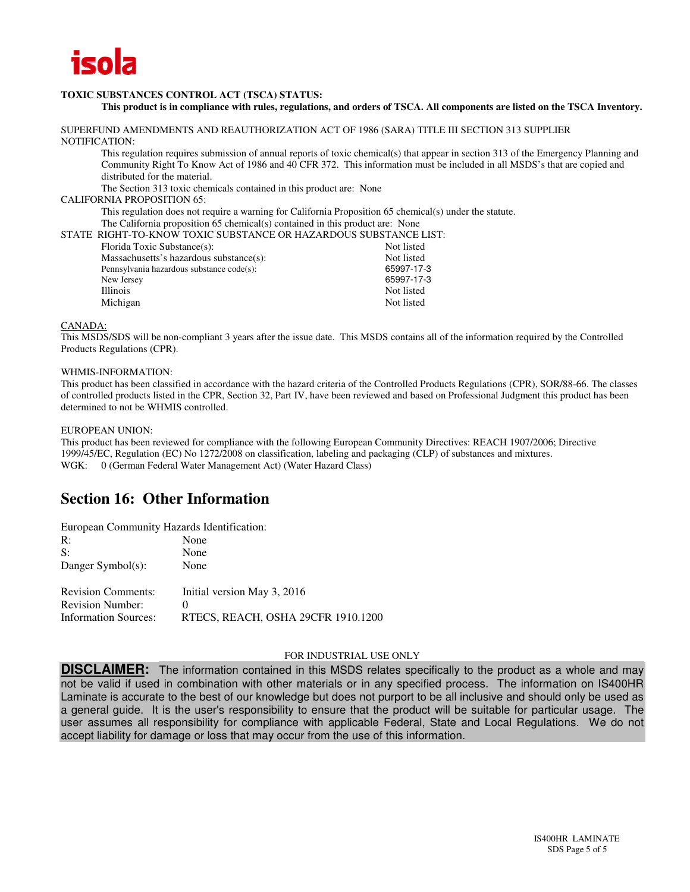**TOXIC SUBSTANCES CONTROL ACT (TSCA) STATUS:**

**This product is in compliance with rules, regulations, and orders of TSCA. All components are listed on the TSCA Inventory.**

SUPERFUND AMENDMENTS AND REAUTHORIZATION ACT OF 1986 (SARA) TITLE III SECTION 313 SUPPLIER NOTIFICATION:

This regulation requires submission of annual reports of toxic chemical(s) that appear in section 313 of the Emergency Planning and Community Right To Know Act of 1986 and 40 CFR 372. This information must be included in all MSDS's that are copied and distributed for the material.

The Section 313 toxic chemicals contained in this product are: None

CALIFORNIA PROPOSITION 65:

This regulation does not require a warning for California Proposition 65 chemical(s) under the statute.

The California proposition 65 chemical(s) contained in this product are: None

STATE RIGHT-TO-KNOW TOXIC SUBSTANCE OR HAZARDOUS SUBSTANCE LIST:

| | |
|---|---|
| Florida Toxic Substance(s): | Not listed |
| Massachusetts's hazardous substance(s): | Not listed |
| Pennsylvania hazardous substance code(s): | 65997-17-3 |
| New Jersey | 65997-17-3 |
| Illinois | Not listed |
| Michigan | Not listed |

CANADA:

This MSDS/SDS will be non-compliant 3 years after the issue date. This MSDS contains all of the information required by the Controlled Products Regulations (CPR).

WHMIS-INFORMATION:

This product has been classified in accordance with the hazard criteria of the Controlled Products Regulations (CPR), SOR/88-66. The classes of controlled products listed in the CPR, Section 32, Part IV, have been reviewed and based on Professional Judgment this product has been determined to not be WHMIS controlled.

EUROPEAN UNION:

This product has been reviewed for compliance with the following European Community Directives: REACH 1907/2006; Directive 1999/45/EC, Regulation (EC) No 1272/2008 on classification, labeling and packaging (CLP) of substances and mixtures.

WGK: 0 (German Federal Water Management Act) (Water Hazard Class)

## Section 16: Other Information

European Community Hazards Identification:

| | |
|---|---|
| R: | None |
| S: | None |
| Danger Symbol(s): | None |

| | |
|---|---|
| Revision Comments: | Initial version May 3, 2016 |
| Revision Number: | 0 |
| Information Sources: | RTECS, REACH, OSHA 29CFR 1910.1200 |

FOR INDUSTRIAL USE ONLY

**DISCLAIMER:** The information contained in this MSDS relates specifically to the product as a whole and may not be valid if used in combination with other materials or in any specified process. The information on IS400HR Laminate is accurate to the best of our knowledge but does not purport to be all inclusive and should only be used as a general guide. It is the user's responsibility to ensure that the product will be suitable for particular usage. The user assumes all responsibility for compliance with applicable Federal, State and Local Regulations. We do not accept liability for damage or loss that may occur from the use of this information.